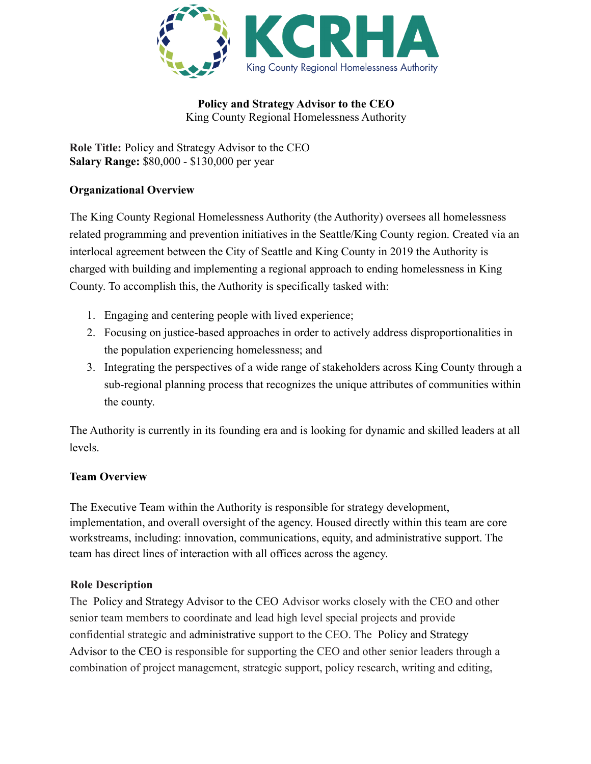KCRHA

King County Regional Homelessness Authority

**Policy and Strategy Advisor to the CEO**
King County Regional Homelessness Authority

**Role Title:** Policy and Strategy Advisor to the CEO
**Salary Range:** $80,000 - $130,000 per year

**Organizational Overview**

The King County Regional Homelessness Authority (the Authority) oversees all homelessness related programming and prevention initiatives in the Seattle/King County region. Created via an interlocal agreement between the City of Seattle and King County in 2019 the Authority is charged with building and implementing a regional approach to ending homelessness in King County. To accomplish this, the Authority is specifically tasked with:

1. Engaging and centering people with lived experience;
2. Focusing on justice-based approaches in order to actively address disproportionalities in the population experiencing homelessness; and
3. Integrating the perspectives of a wide range of stakeholders across King County through a sub-regional planning process that recognizes the unique attributes of communities within the county.

The Authority is currently in its founding era and is looking for dynamic and skilled leaders at all levels.

**Team Overview**

The Executive Team within the Authority is responsible for strategy development, implementation, and overall oversight of the agency. Housed directly within this team are core workstreams, including: innovation, communications, equity, and administrative support. The team has direct lines of interaction with all offices across the agency.

**Role Description**

The Policy and Strategy Advisor to the CEO Advisor works closely with the CEO and other senior team members to coordinate and lead high level special projects and provide confidential strategic and administrative support to the CEO. The Policy and Strategy Advisor to the CEO is responsible for supporting the CEO and other senior leaders through a combination of project management, strategic support, policy research, writing and editing,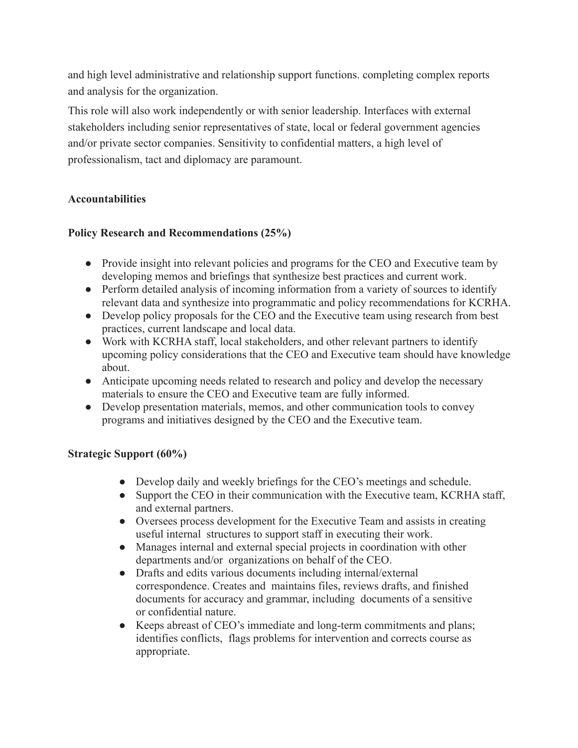and high level administrative and relationship support functions. completing complex reports and analysis for the organization.

This role will also work independently or with senior leadership. Interfaces with external stakeholders including senior representatives of state, local or federal government agencies and/or private sector companies. Sensitivity to confidential matters, a high level of professionalism, tact and diplomacy are paramount.

**Accountabilities**

**Policy Research and Recommendations (25%)**

- Provide insight into relevant policies and programs for the CEO and Executive team by developing memos and briefings that synthesize best practices and current work.
- Perform detailed analysis of incoming information from a variety of sources to identify relevant data and synthesize into programmatic and policy recommendations for KCRHA.
- Develop policy proposals for the CEO and the Executive team using research from best practices, current landscape and local data.
- Work with KCRHA staff, local stakeholders, and other relevant partners to identify upcoming policy considerations that the CEO and Executive team should have knowledge about.
- Anticipate upcoming needs related to research and policy and develop the necessary materials to ensure the CEO and Executive team are fully informed.
- Develop presentation materials, memos, and other communication tools to convey programs and initiatives designed by the CEO and the Executive team.

**Strategic Support (60%)**

- Develop daily and weekly briefings for the CEO's meetings and schedule.
- Support the CEO in their communication with the Executive team, KCRHA staff, and external partners.
- Oversees process development for the Executive Team and assists in creating useful internal structures to support staff in executing their work.
- Manages internal and external special projects in coordination with other departments and/or organizations on behalf of the CEO.
- Drafts and edits various documents including internal/external correspondence. Creates and maintains files, reviews drafts, and finished documents for accuracy and grammar, including documents of a sensitive or confidential nature.
- Keeps abreast of CEO's immediate and long-term commitments and plans; identifies conflicts, flags problems for intervention and corrects course as appropriate.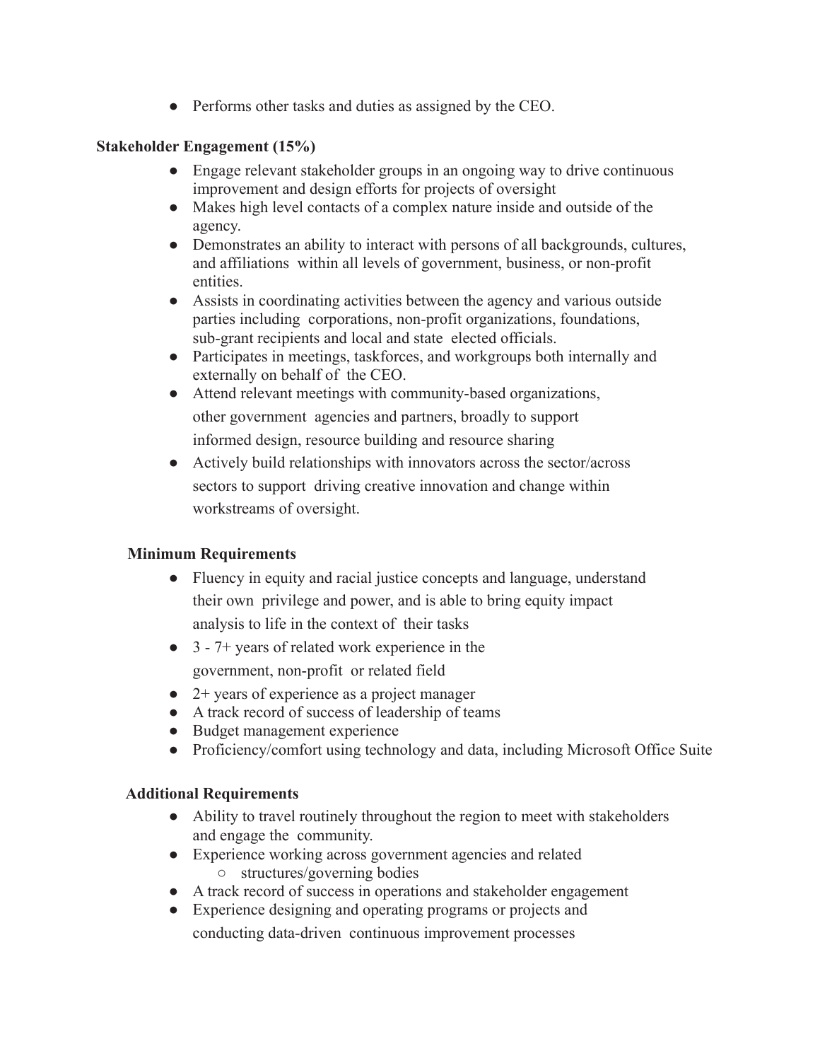- Performs other tasks and duties as assigned by the CEO.

**Stakeholder Engagement (15%)**

- Engage relevant stakeholder groups in an ongoing way to drive continuous improvement and design efforts for projects of oversight
- Makes high level contacts of a complex nature inside and outside of the agency.
- Demonstrates an ability to interact with persons of all backgrounds, cultures, and affiliations within all levels of government, business, or non-profit entities.
- Assists in coordinating activities between the agency and various outside parties including corporations, non-profit organizations, foundations, sub-grant recipients and local and state elected officials.
- Participates in meetings, taskforces, and workgroups both internally and externally on behalf of the CEO.
- Attend relevant meetings with community-based organizations, other government agencies and partners, broadly to support informed design, resource building and resource sharing
- Actively build relationships with innovators across the sector/across sectors to support driving creative innovation and change within workstreams of oversight.

**Minimum Requirements**

- Fluency in equity and racial justice concepts and language, understand their own privilege and power, and is able to bring equity impact analysis to life in the context of their tasks
- 3 - 7+ years of related work experience in the government, non-profit or related field
- 2+ years of experience as a project manager
- A track record of success of leadership of teams
- Budget management experience
- Proficiency/comfort using technology and data, including Microsoft Office Suite

**Additional Requirements**

- Ability to travel routinely throughout the region to meet with stakeholders and engage the community.
- Experience working across government agencies and related
    - structures/governing bodies
- A track record of success in operations and stakeholder engagement
- Experience designing and operating programs or projects and conducting data-driven continuous improvement processes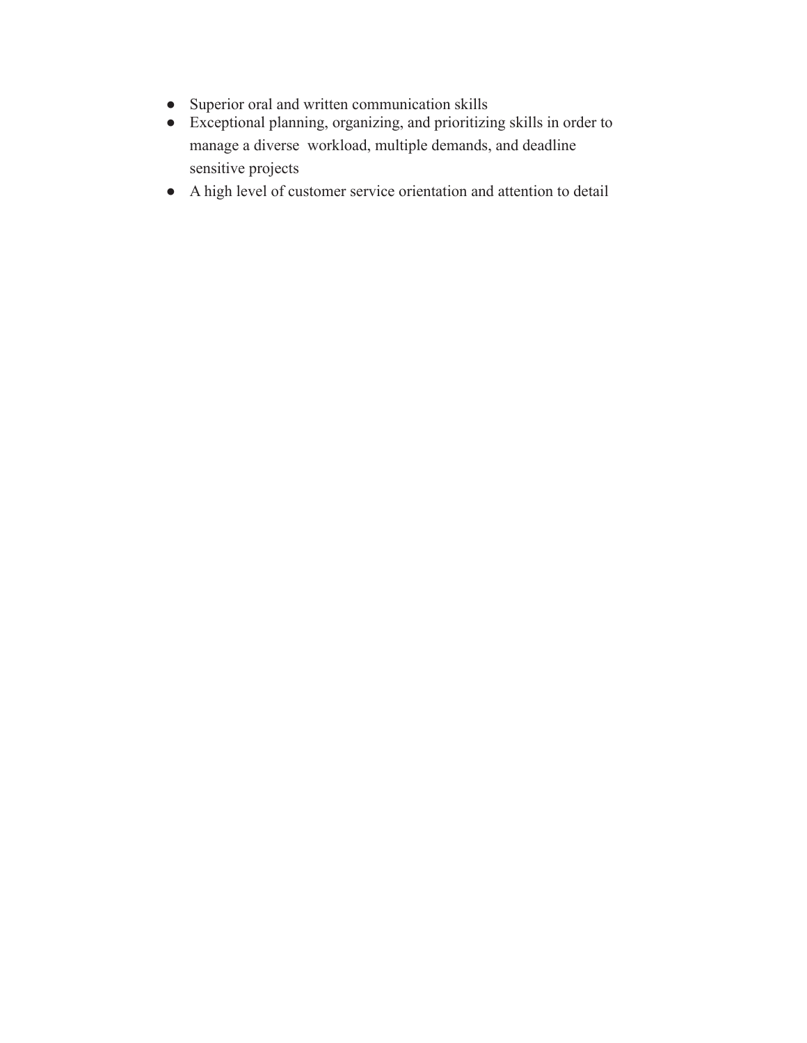- Superior oral and written communication skills
- Exceptional planning, organizing, and prioritizing skills in order to manage a diverse workload, multiple demands, and deadline sensitive projects
- A high level of customer service orientation and attention to detail